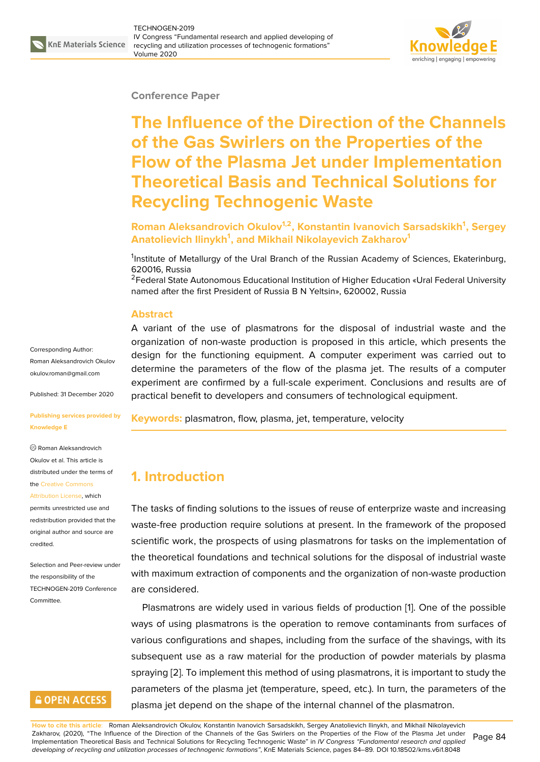Conference Paper

# The Influence of the Direction of the Channels of the Gas Swirlers on the Properties of the Flow of the Plasma Jet under Implementation Theoretical Basis and Technical Solutions for Recycling Technogenic Waste

**Roman Aleksandrovich Okulov[1,2], Konstantin Ivanovich Sarsadskikh[1], Sergey Anatolievich Ilinykh[1], and Mikhail Nikolayevich Zakharov[1]**

[1]Institute of Metallurgy of the Ural Branch of the Russian Academy of Sciences, Ekaterinburg, 620016, Russia
[2]Federal State Autonomous Educational Institution of Higher Education «Ural Federal University named after the first President of Russia B N Yeltsin», 620002, Russia

Corresponding Author:
Roman Aleksandrovich Okulov
okulov.roman@gmail.com

Published: 31 December 2020

Publishing services provided by Knowledge E

© Roman Aleksandrovich Okulov et al. This article is distributed under the terms of the Creative Commons Attribution License, which permits unrestricted use and redistribution provided that the original author and source are credited.

Selection and Peer-review under the responsibility of the TECHNOGEN-2019 Conference Committee.

## Abstract

A variant of the use of plasmatrons for the disposal of industrial waste and the organization of non-waste production is proposed in this article, which presents the design for the functioning equipment. A computer experiment was carried out to determine the parameters of the flow of the plasma jet. The results of a computer experiment are confirmed by a full-scale experiment. Conclusions and results are of practical benefit to developers and consumers of technological equipment.

**Keywords:** plasmatron, flow, plasma, jet, temperature, velocity

## 1. Introduction

The tasks of finding solutions to the issues of reuse of enterprize waste and increasing waste-free production require solutions at present. In the framework of the proposed scientific work, the prospects of using plasmatrons for tasks on the implementation of the theoretical foundations and technical solutions for the disposal of industrial waste with maximum extraction of components and the organization of non-waste production are considered.

Plasmatrons are widely used in various fields of production [1]. One of the possible ways of using plasmatrons is the operation to remove contaminants from surfaces of various configurations and shapes, including from the surface of the shavings, with its subsequent use as a raw material for the production of powder materials by plasma spraying [2]. To implement this method of using plasmatrons, it is important to study the parameters of the plasma jet (temperature, speed, etc.). In turn, the parameters of the plasma jet depend on the shape of the internal channel of the plasmatron.

**How to cite this article**: Roman Aleksandrovich Okulov, Konstantin Ivanovich Sarsadskikh, Sergey Anatolievich Ilinykh, and Mikhail Nikolayevich Zakharov, (2020), "The Influence of the Direction of the Channels of the Gas Swirlers on the Properties of the Flow of the Plasma Jet under Implementation Theoretical Basis and Technical Solutions for Recycling Technogenic Waste" in *IV Congress "Fundamental research and applied developing of recycling and utilization processes of technogenic formations"*, KnE Materials Science, pages 84–89. DOI 10.18502/kms.v6i1.8048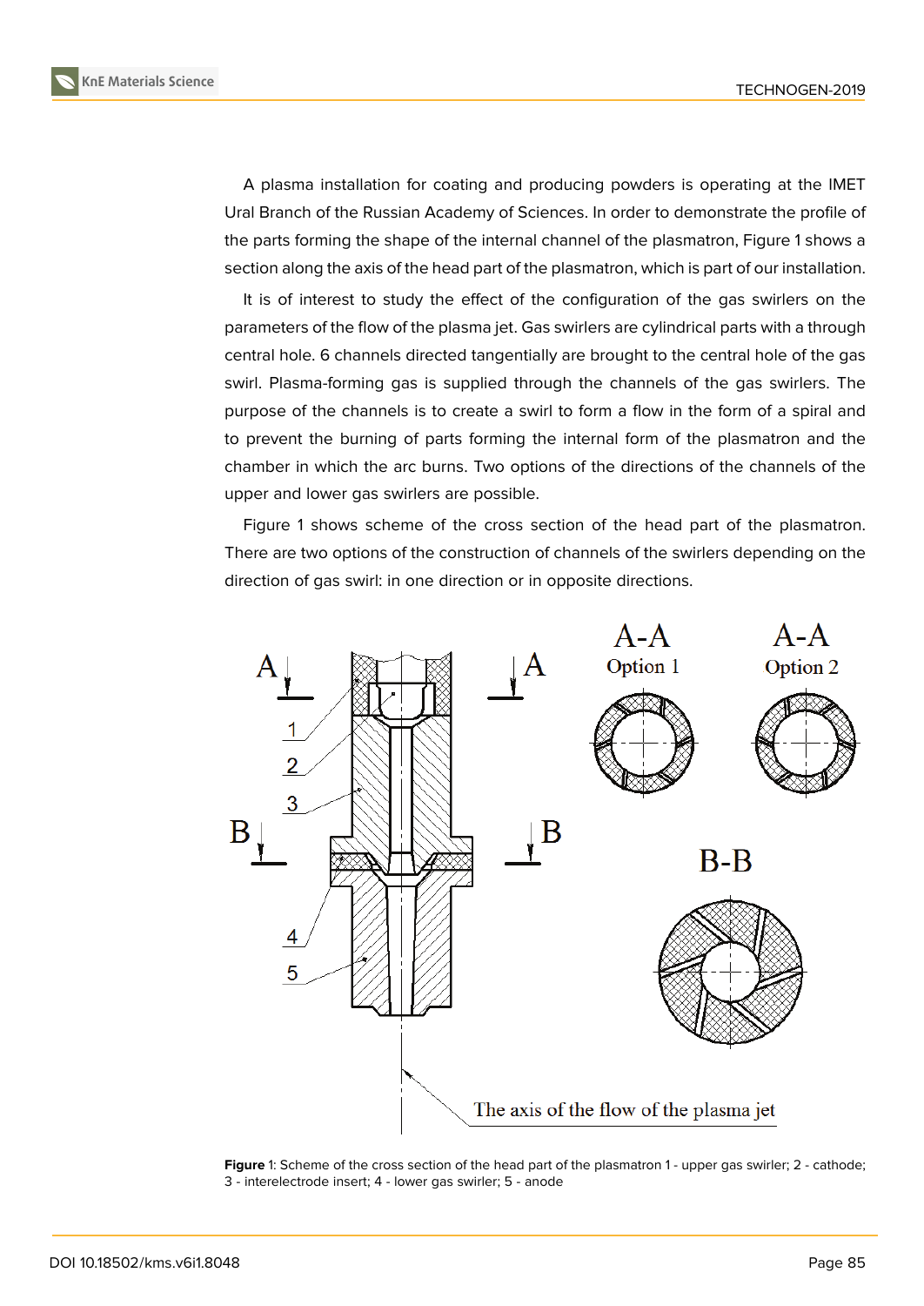A plasma installation for coating and producing powders is operating at the IMET Ural Branch of the Russian Academy of Sciences. In order to demonstrate the profile of the parts forming the shape of the internal channel of the plasmatron, Figure 1 shows a section along the axis of the head part of the plasmatron, which is part of our installation.

It is of interest to study the effect of the configuration of the gas swirlers on the parameters of the flow of the plasma jet. Gas swirlers are cylindrical parts with a through central hole. 6 channels directed tangentially are brought to the central hole of the gas swirl. Plasma-forming gas is supplied through the channels of the gas swirlers. The purpose of the channels is to create a swirl to form a flow in the form of a spiral and to prevent the burning of parts forming the internal form of the plasmatron and the chamber in which the arc burns. Two options of the directions of the channels of the upper and lower gas swirlers are possible.

Figure 1 shows scheme of the cross section of the head part of the plasmatron. There are two options of the construction of channels of the swirlers depending on the direction of gas swirl: in one direction or in opposite directions.

**Figure** 1: Scheme of the cross section of the head part of the plasmatron 1 - upper gas swirler; 2 - cathode; 3 - interelectrode insert; 4 - lower gas swirler; 5 - anode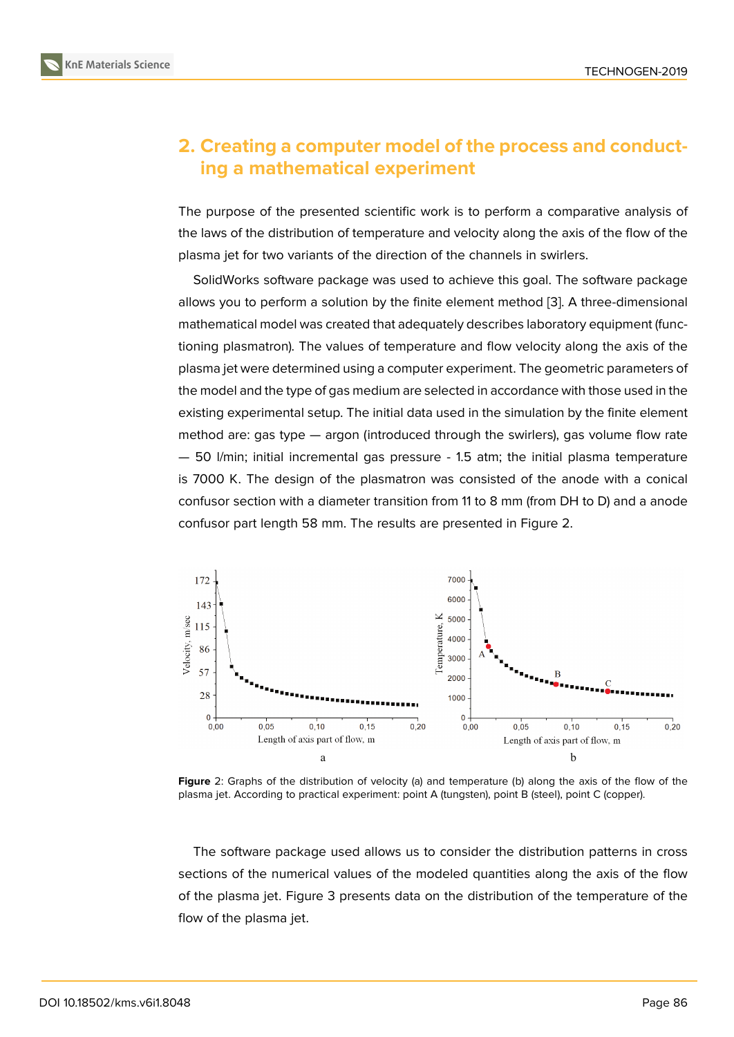## 2. Creating a computer model of the process and conducting a mathematical experiment

The purpose of the presented scientific work is to perform a comparative analysis of the laws of the distribution of temperature and velocity along the axis of the flow of the plasma jet for two variants of the direction of the channels in swirlers.

SolidWorks software package was used to achieve this goal. The software package allows you to perform a solution by the finite element method [3]. A three-dimensional mathematical model was created that adequately describes laboratory equipment (functioning plasmatron). The values of temperature and flow velocity along the axis of the plasma jet were determined using a computer experiment. The geometric parameters of the model and the type of gas medium are selected in accordance with those used in the existing experimental setup. The initial data used in the simulation by the finite element method are: gas type — argon (introduced through the swirlers), gas volume flow rate — 50 l/min; initial incremental gas pressure - 1.5 atm; the initial plasma temperature is 7000 K. The design of the plasmatron was consisted of the anode with a conical confusor section with a diameter transition from 11 to 8 mm (from DH to D) and a anode confusor part length 58 mm. The results are presented in Figure 2.

**Figure** 2: Graphs of the distribution of velocity (a) and temperature (b) along the axis of the flow of the plasma jet. According to practical experiment: point A (tungsten), point B (steel), point C (copper).

The software package used allows us to consider the distribution patterns in cross sections of the numerical values of the modeled quantities along the axis of the flow of the plasma jet. Figure 3 presents data on the distribution of the temperature of the flow of the plasma jet.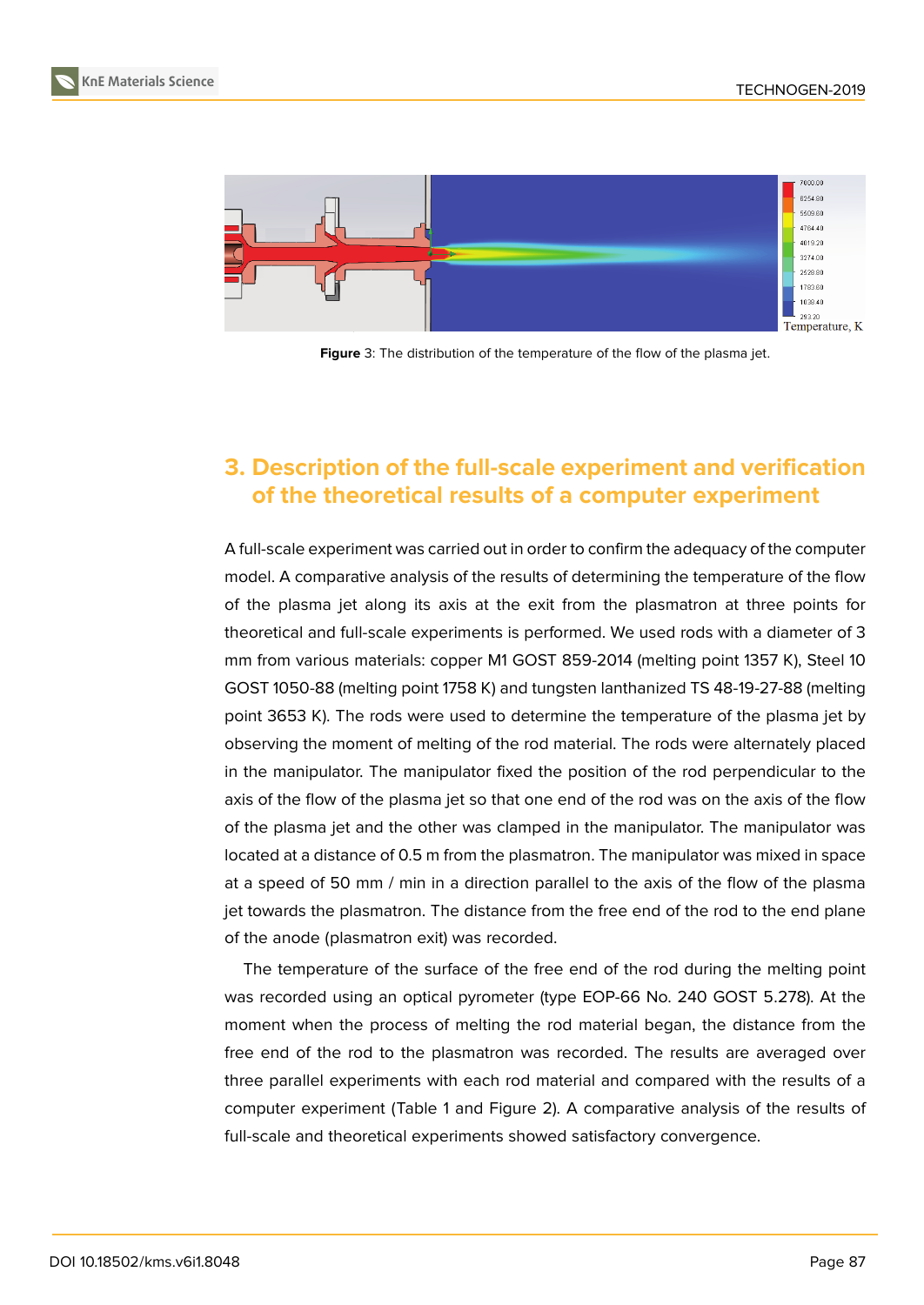Figure 3: The distribution of the temperature of the flow of the plasma jet.

## 3. Description of the full-scale experiment and verification of the theoretical results of a computer experiment

A full-scale experiment was carried out in order to confirm the adequacy of the computer model. A comparative analysis of the results of determining the temperature of the flow of the plasma jet along its axis at the exit from the plasmatron at three points for theoretical and full-scale experiments is performed. We used rods with a diameter of 3 mm from various materials: copper M1 GOST 859-2014 (melting point 1357 K), Steel 10 GOST 1050-88 (melting point 1758 K) and tungsten lanthanized TS 48-19-27-88 (melting point 3653 K). The rods were used to determine the temperature of the plasma jet by observing the moment of melting of the rod material. The rods were alternately placed in the manipulator. The manipulator fixed the position of the rod perpendicular to the axis of the flow of the plasma jet so that one end of the rod was on the axis of the flow of the plasma jet and the other was clamped in the manipulator. The manipulator was located at a distance of 0.5 m from the plasmatron. The manipulator was mixed in space at a speed of 50 mm / min in a direction parallel to the axis of the flow of the plasma jet towards the plasmatron. The distance from the free end of the rod to the end plane of the anode (plasmatron exit) was recorded.

The temperature of the surface of the free end of the rod during the melting point was recorded using an optical pyrometer (type EOP-66 No. 240 GOST 5.278). At the moment when the process of melting the rod material began, the distance from the free end of the rod to the plasmatron was recorded. The results are averaged over three parallel experiments with each rod material and compared with the results of a computer experiment (Table 1 and Figure 2). A comparative analysis of the results of full-scale and theoretical experiments showed satisfactory convergence.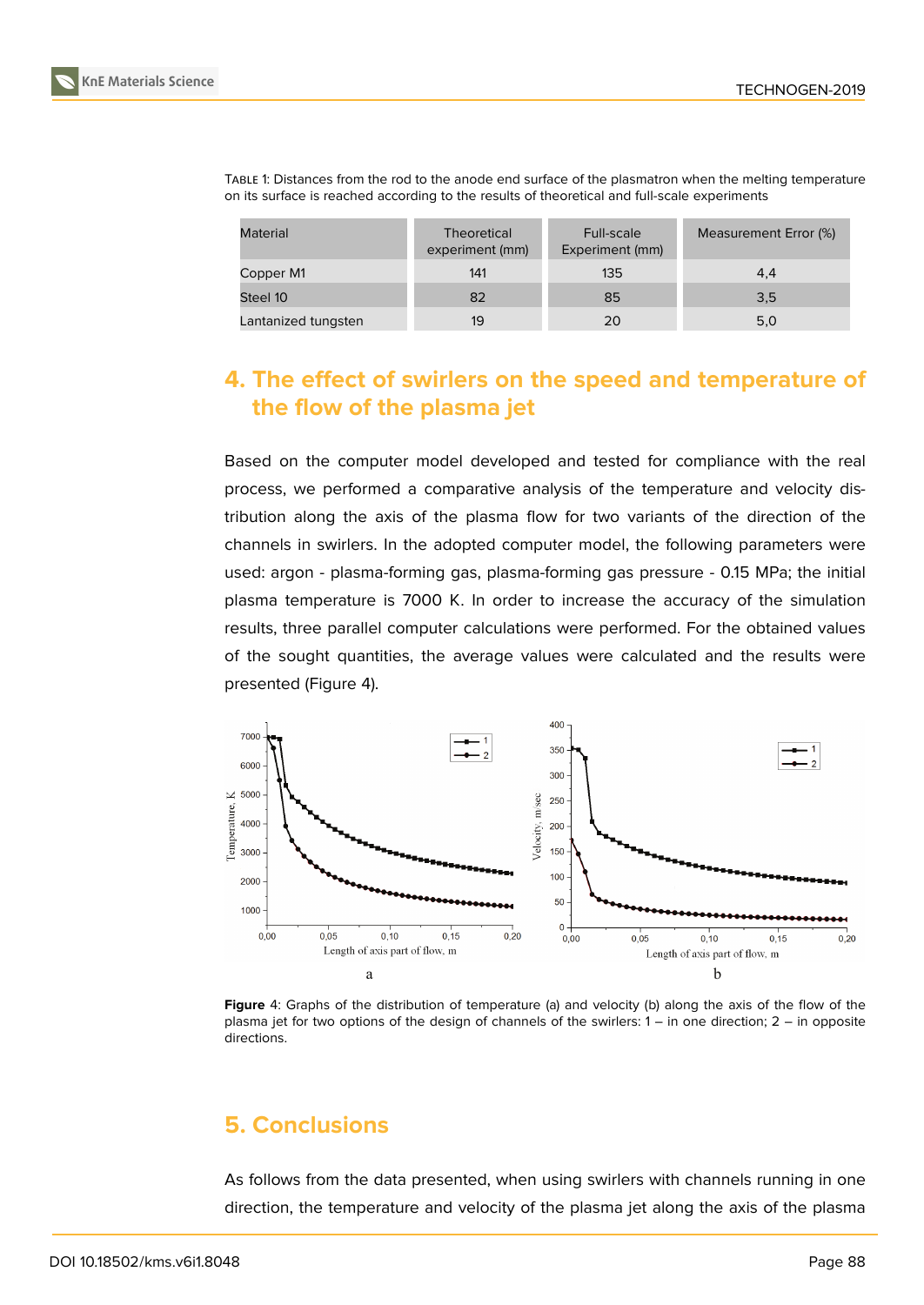Table 1: Distances from the rod to the anode end surface of the plasmatron when the melting temperature on its surface is reached according to the results of theoretical and full-scale experiments

| Material | Theoretical experiment (mm) | Full-scale Experiment (mm) | Measurement Error (%) |
|---|---|---|---|
| Copper M1 | 141 | 135 | 4,4 |
| Steel 10 | 82 | 85 | 3,5 |
| Lantanized tungsten | 19 | 20 | 5,0 |

## 4. The effect of swirlers on the speed and temperature of the flow of the plasma jet

Based on the computer model developed and tested for compliance with the real process, we performed a comparative analysis of the temperature and velocity distribution along the axis of the plasma flow for two variants of the direction of the channels in swirlers. In the adopted computer model, the following parameters were used: argon - plasma-forming gas, plasma-forming gas pressure - 0.15 MPa; the initial plasma temperature is 7000 K. In order to increase the accuracy of the simulation results, three parallel computer calculations were performed. For the obtained values of the sought quantities, the average values were calculated and the results were presented (Figure 4).

**Figure 4**: Graphs of the distribution of temperature (a) and velocity (b) along the axis of the flow of the plasma jet for two options of the design of channels of the swirlers: 1 – in one direction; 2 – in opposite directions.

## 5. Conclusions

As follows from the data presented, when using swirlers with channels running in one direction, the temperature and velocity of the plasma jet along the axis of the plasma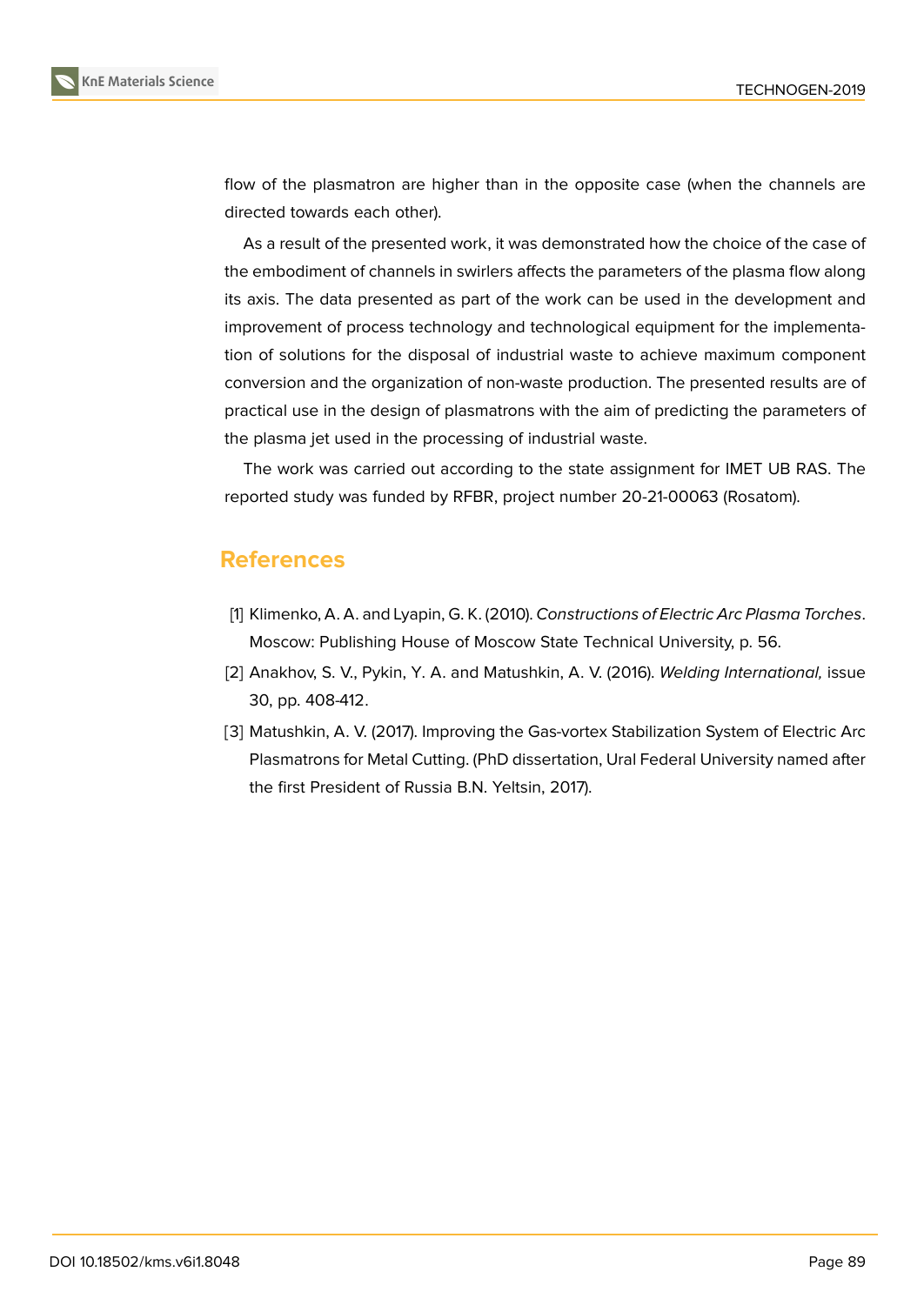flow of the plasmatron are higher than in the opposite case (when the channels are directed towards each other).

As a result of the presented work, it was demonstrated how the choice of the case of the embodiment of channels in swirlers affects the parameters of the plasma flow along its axis. The data presented as part of the work can be used in the development and improvement of process technology and technological equipment for the implementation of solutions for the disposal of industrial waste to achieve maximum component conversion and the organization of non-waste production. The presented results are of practical use in the design of plasmatrons with the aim of predicting the parameters of the plasma jet used in the processing of industrial waste.

The work was carried out according to the state assignment for IMET UB RAS. The reported study was funded by RFBR, project number 20-21-00063 (Rosatom).

## References

[1] Klimenko, A. A. and Lyapin, G. K. (2010). *Constructions of Electric Arc Plasma Torches*. Moscow: Publishing House of Moscow State Technical University, p. 56.

[2] Anakhov, S. V., Pykin, Y. A. and Matushkin, A. V. (2016). *Welding International,* issue 30, pp. 408-412.

[3] Matushkin, A. V. (2017). Improving the Gas-vortex Stabilization System of Electric Arc Plasmatrons for Metal Cutting. (PhD dissertation, Ural Federal University named after the first President of Russia B.N. Yeltsin, 2017).